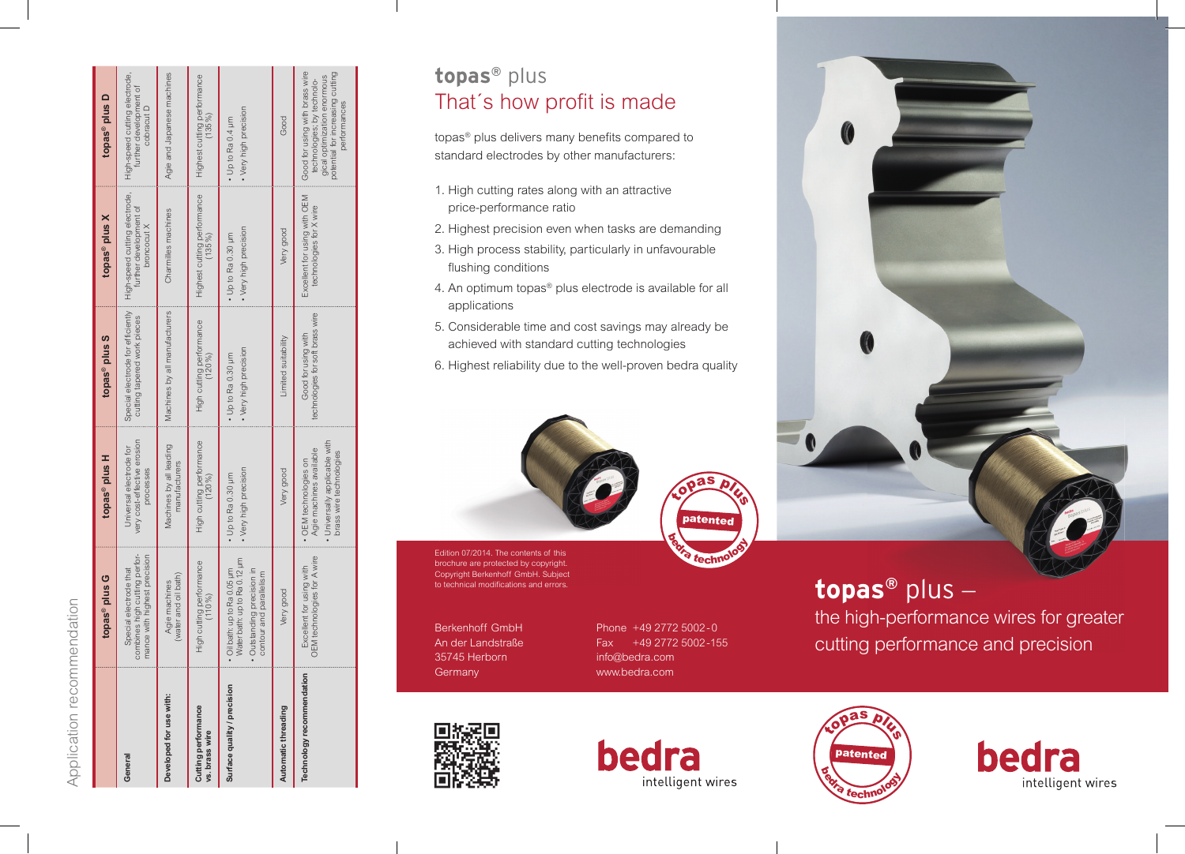## Application recommendation

| | topas® plus G | topas® plus H | topas® plus S | topas® plus X | topas® plus D |
|---|---|---|---|---|---|
| **General** | Special electrode that combines high cutting performance with highest precision | Universal electrode for very cost-effective erosion processes | Special electrode for efficiently cutting tapered work pieces | High-speed cutting electrode, further development of broncocut X | High-speed cutting electrode, further development of cobracut D |
| **Developed for use with:** | Agie machines (water and oil bath) | Machines by all leading manufacturers | Machines by all manufacturers | Charmilles machines | Agie and Japanese machines |
| **Cutting performance vs. brass wire** | High cutting performance (110%) | High cutting performance (120%) | High cutting performance (120%) | Highest cutting performance (135%) | Highest cutting performance (135%) |
| **Surface quality / precision** | • Oil bath: up to Ra 0.05 µm Water bath: up to Ra 0.12 µm • Outstanding precision in contour and parallelism | • Up to Ra 0.30 µm • Very high precision | • Up to Ra 0.30 µm • Very high precision | • Up to Ra 0.30 µm • Very high precision | • Up to Ra 0.4 µm • Very high precision |
| **Automatic threading** | Very good | Very good | Limited suitability | Very good | Good |
| **Technology recommendation** | Excellent for using with OEM technologies for A wire | • OEM technologies on Agie machines available • Universally applicable with brass wire technologies | Good for using with technologies for soft brass wire | Excellent for using with OEM technologies for X wire | Good for using with brass wire technologies; by technological optimization enormous potential for increasing cutting performance |

# topas® plus
## That´s how profit is made

topas® plus delivers many benefits compared to standard electrodes by other manufacturers:

1. High cutting rates along with an attractive price-performance ratio
2. Highest precision even when tasks are demanding
3. High process stability, particularly in unfavourable flushing conditions
4. An optimum topas® plus electrode is available for all applications
5. Considerable time and cost savings may already be achieved with standard cutting technologies
6. Highest reliability due to the well-proven bedra quality

topas plus – patented – bedra technology

Edition 07/2014. The contents of this brochure are protected by copyright. Copyright Berkenhoff GmbH. Subject to technical modifications and errors.

Berkenhoff GmbH
An der Landstraße
35745 Herborn
Germany

Phone +49 2772 5002-0
Fax +49 2772 5002-155
info@bedra.com
www.bedra.com

bedra intelligent wires

# topas® plus –
## the high-performance wires for greater cutting performance and precision

topas plus – patented – bedra technology

bedra intelligent wires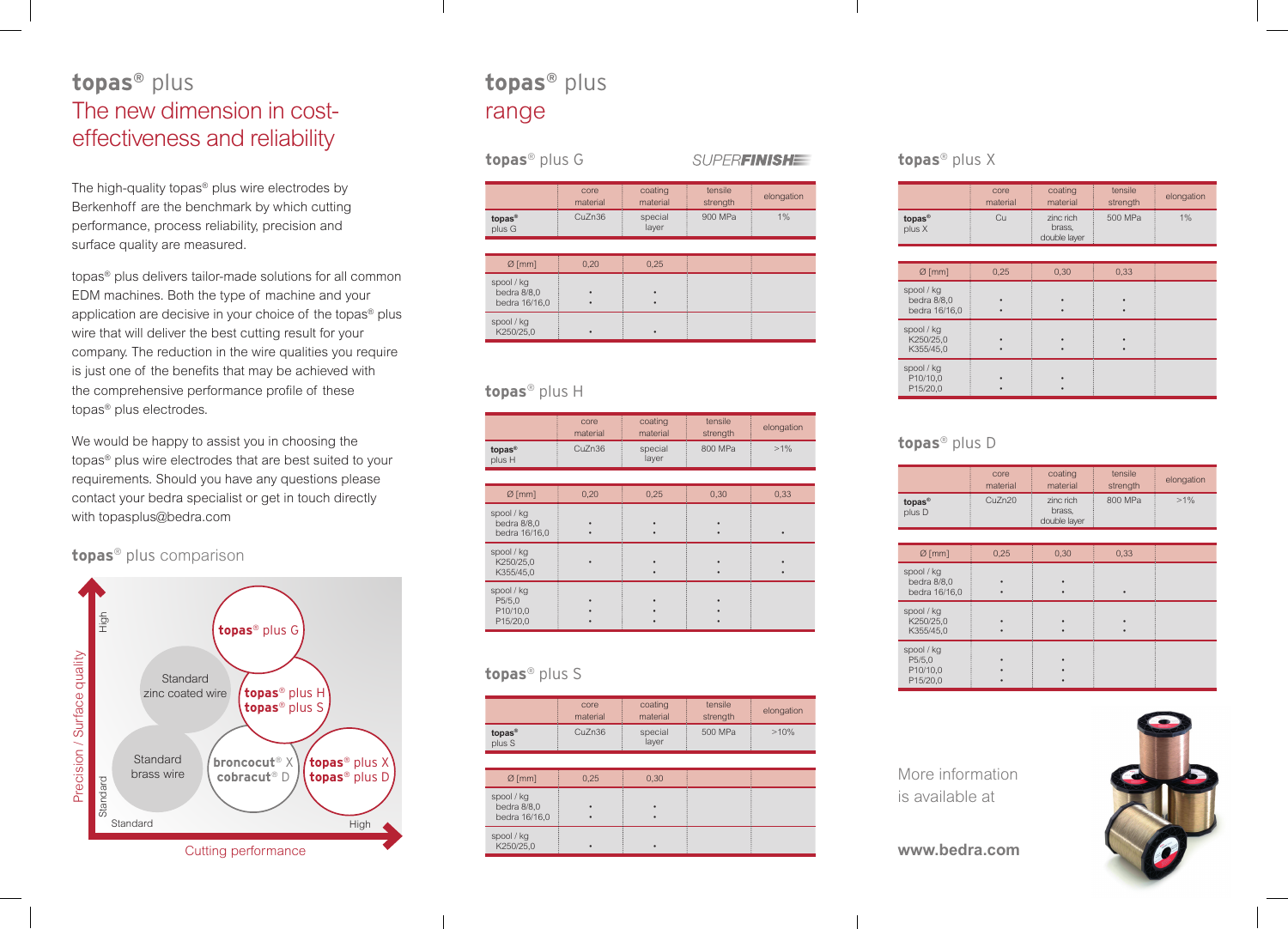# **topas**® plus

## The new dimension in cost-effectiveness and reliability

The high-quality topas® plus wire electrodes by Berkenhoff are the benchmark by which cutting performance, process reliability, precision and surface quality are measured.

topas® plus delivers tailor-made solutions for all common EDM machines. Both the type of machine and your application are decisive in your choice of the topas® plus wire that will deliver the best cutting result for your company. The reduction in the wire qualities you require is just one of the benefits that may be achieved with the comprehensive performance profile of these topas® plus electrodes.

We would be happy to assist you in choosing the topas® plus wire electrodes that are best suited to your requirements. Should you have any questions please contact your bedra specialist or get in touch directly with topasplus@bedra.com

### **topas**® plus comparison

Precision / Surface quality

High

Standard

Cutting performance

Standard

High

**topas**® plus G

Standard zinc coated wire

**topas**® plus H
**topas**® plus S

Standard brass wire

**broncocut**® X
**cobracut**® D

**topas**® plus X
**topas**® plus D

# **topas**® plus range

### **topas**® plus G

SUPER**FINISH**

| | core material | coating material | tensile strength | elongation |
|---|---|---|---|---|
| **topas**® plus G | CuZn36 | special layer | 900 MPa | 1% |

| Ø [mm] | 0,20 | 0,25 | | |
|---|---|---|---|---|
| spool / kg bedra 8/8,0 | • | • | | |
| bedra 16/16,0 | • | • | | |
| spool / kg K250/25,0 | • | • | | |

### **topas**® plus H

| | core material | coating material | tensile strength | elongation |
|---|---|---|---|---|
| **topas**® plus H | CuZn36 | special layer | 800 MPa | >1% |

| Ø [mm] | 0,20 | 0,25 | 0,30 | 0,33 |
|---|---|---|---|---|
| spool / kg bedra 8/8,0 | • | • | • | |
| bedra 16/16,0 | • | • | • | • |
| spool / kg K250/25,0 | • | • | • | • |
| K355/45,0 | | • | • | • |
| spool / kg P5/5,0 | • | • | • | |
| P10/10,0 | • | • | • | |
| P15/20,0 | • | • | • | |

### **topas**® plus S

| | core material | coating material | tensile strength | elongation |
|---|---|---|---|---|
| **topas**® plus S | CuZn36 | special layer | 500 MPa | >10% |

| Ø [mm] | 0,25 | 0,30 | | |
|---|---|---|---|---|
| spool / kg bedra 8/8,0 | • | • | | |
| bedra 16/16,0 | • | • | | |
| spool / kg K250/25,0 | • | • | | |

### **topas**® plus X

| | core material | coating material | tensile strength | elongation |
|---|---|---|---|---|
| **topas**® plus X | Cu | zinc rich brass, double layer | 500 MPa | 1% |

| Ø [mm] | 0,25 | 0,30 | 0,33 | |
|---|---|---|---|---|
| spool / kg bedra 8/8,0 | • | • | • | |
| bedra 16/16,0 | • | • | • | |
| spool / kg K250/25,0 | • | • | • | |
| K355/45,0 | • | • | • | |
| spool / kg P10/10,0 | • | • | | |
| P15/20,0 | • | • | | |

### **topas**® plus D

| | core material | coating material | tensile strength | elongation |
|---|---|---|---|---|
| **topas**® plus D | CuZn20 | zinc rich brass, double layer | 800 MPa | >1% |

| Ø [mm] | 0,25 | 0,30 | 0,33 | |
|---|---|---|---|---|
| spool / kg bedra 8/8,0 | • | • | | |
| bedra 16/16,0 | • | • | • | |
| spool / kg K250/25,0 | • | • | • | |
| K355/45,0 | • | • | • | |
| spool / kg P5/5,0 | • | • | | |
| P10/10,0 | • | • | | |
| P15/20,0 | • | • | | |

More information is available at

**www.bedra.com**